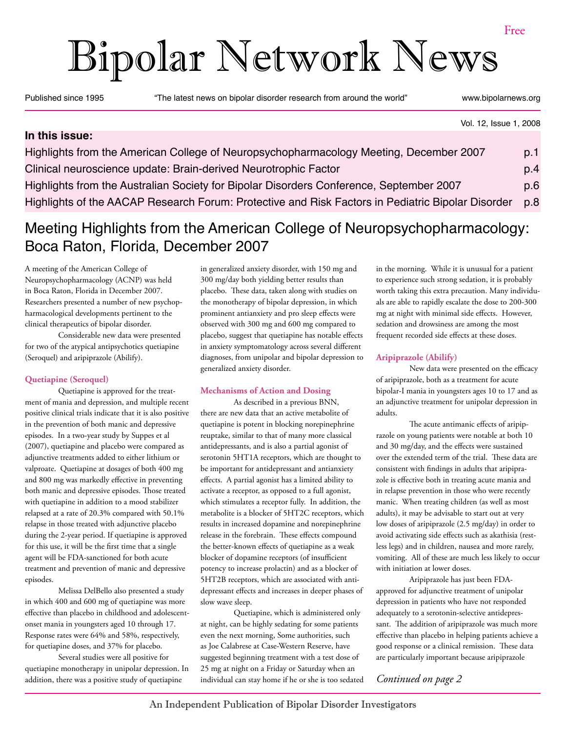# Bipolar Network News

Free

Published since 1995 | "The latest news on bipolar disorder research from around the world" | www.bipolarnews.org

Vol. 12, Issue 1, 2008

**In this issue:**

| | |
|---|---|
| Highlights from the American College of Neuropsychopharmacology Meeting, December 2007 | p.1 |
| Clinical neuroscience update: Brain-derived Neurotrophic Factor | p.4 |
| Highlights from the Australian Society for Bipolar Disorders Conference, September 2007 | p.6 |
| Highlights of the AACAP Research Forum: Protective and Risk Factors in Pediatric Bipolar Disorder | p.8 |

## Meeting Highlights from the American College of Neuropsychopharmacology: Boca Raton, Florida, December 2007

A meeting of the American College of Neuropsychopharmacology (ACNP) was held in Boca Raton, Florida in December 2007. Researchers presented a number of new psychopharmacological developments pertinent to the clinical therapeutics of bipolar disorder.

Considerable new data were presented for two of the atypical antipsychotics quetiapine (Seroquel) and aripiprazole (Abilify).

### Quetiapine (Seroquel)

Quetiapine is approved for the treatment of mania and depression, and multiple recent positive clinical trials indicate that it is also positive in the prevention of both manic and depressive episodes. In a two-year study by Suppes et al (2007), quetiapine and placebo were compared as adjunctive treatments added to either lithium or valproate. Quetiapine at dosages of both 400 mg and 800 mg was markedly effective in preventing both manic and depressive episodes. Those treated with quetiapine in addition to a mood stabilizer relapsed at a rate of 20.3% compared with 50.1% relapse in those treated with adjunctive placebo during the 2-year period. If quetiapine is approved for this use, it will be the first time that a single agent will be FDA-sanctioned for both acute treatment and prevention of manic and depressive episodes.

Melissa DelBello also presented a study in which 400 and 600 mg of quetiapine was more effective than placebo in childhood and adolescent-onset mania in youngsters aged 10 through 17. Response rates were 64% and 58%, respectively, for quetiapine doses, and 37% for placebo.

Several studies were all positive for quetiapine monotherapy in unipolar depression. In addition, there was a positive study of quetiapine in generalized anxiety disorder, with 150 mg and 300 mg/day both yielding better results than placebo. These data, taken along with studies on the monotherapy of bipolar depression, in which prominent antianxiety and pro sleep effects were observed with 300 mg and 600 mg compared to placebo, suggest that quetiapine has notable effects in anxiety symptomatology across several different diagnoses, from unipolar and bipolar depression to generalized anxiety disorder.

### Mechanisms of Action and Dosing

As described in a previous BNN, there are new data that an active metabolite of quetiapine is potent in blocking norepinephrine reuptake, similar to that of many more classical antidepressants, and is also a partial agonist of serotonin 5HT1A receptors, which are thought to be important for antidepressant and antianxiety effects. A partial agonist has a limited ability to activate a receptor, as opposed to a full agonist, which stimulates a receptor fully. In addition, the metabolite is a blocker of 5HT2C receptors, which results in increased dopamine and norepinephrine release in the forebrain. These effects compound the better-known effects of quetiapine as a weak blocker of dopamine receptors (of insufficient potency to increase prolactin) and as a blocker of 5HT2B receptors, which are associated with antidepressant effects and increases in deeper phases of slow wave sleep.

Quetiapine, which is administered only at night, can be highly sedating for some patients even the next morning, Some authorities, such as Joe Calabrese at Case-Western Reserve, have suggested beginning treatment with a test dose of 25 mg at night on a Friday or Saturday when an individual can stay home if he or she is too sedated in the morning. While it is unusual for a patient to experience such strong sedation, it is probably worth taking this extra precaution. Many individuals are able to rapidly escalate the dose to 200-300 mg at night with minimal side effects. However, sedation and drowsiness are among the most frequent recorded side effects at these doses.

### Aripiprazole (Abilify)

New data were presented on the efficacy of aripiprazole, both as a treatment for acute bipolar-I mania in youngsters ages 10 to 17 and as an adjunctive treatment for unipolar depression in adults.

The acute antimanic effects of aripiprazole on young patients were notable at both 10 and 30 mg/day, and the effects were sustained over the extended term of the trial. These data are consistent with findings in adults that aripiprazole is effective both in treating acute mania and in relapse prevention in those who were recently manic. When treating children (as well as most adults), it may be advisable to start out at very low doses of aripiprazole (2.5 mg/day) in order to avoid activating side effects such as akathisia (restless legs) and in children, nausea and more rarely, vomiting. All of these are much less likely to occur with initiation at lower doses.

Aripiprazole has just been FDA-approved for adjunctive treatment of unipolar depression in patients who have not responded adequately to a serotonin-selective antidepressant. The addition of aripiprazole was much more effective than placebo in helping patients achieve a good response or a clinical remission. These data are particularly important because aripiprazole

*Continued on page 2*

An Independent Publication of Bipolar Disorder Investigators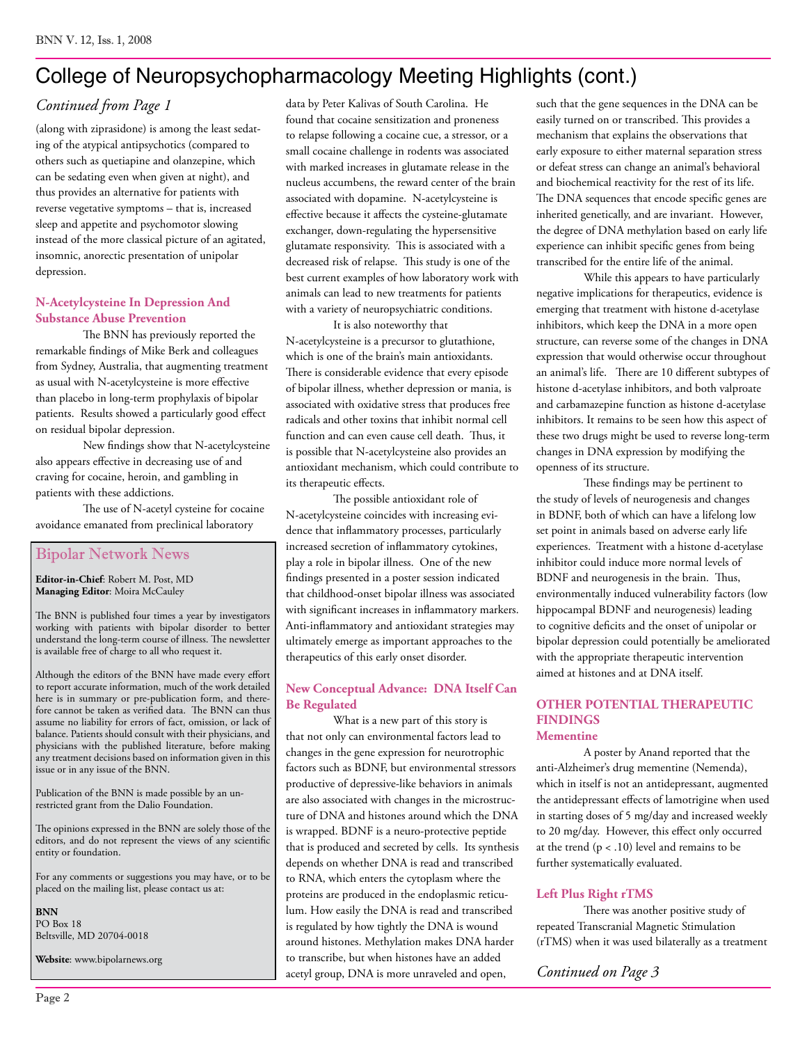# College of Neuropsychopharmacology Meeting Highlights (cont.)

*Continued from Page 1*

(along with ziprasidone) is among the least sedating of the atypical antipsychotics (compared to others such as quetiapine and olanzepine, which can be sedating even when given at night), and thus provides an alternative for patients with reverse vegetative symptoms – that is, increased sleep and appetite and psychomotor slowing instead of the more classical picture of an agitated, insomnic, anorectic presentation of unipolar depression.

## N-Acetylcysteine In Depression And Substance Abuse Prevention

The BNN has previously reported the remarkable findings of Mike Berk and colleagues from Sydney, Australia, that augmenting treatment as usual with N-acetylcysteine is more effective than placebo in long-term prophylaxis of bipolar patients. Results showed a particularly good effect on residual bipolar depression.

New findings show that N-acetylcysteine also appears effective in decreasing use of and craving for cocaine, heroin, and gambling in patients with these addictions.

The use of N-acetyl cysteine for cocaine avoidance emanated from preclinical laboratory data by Peter Kalivas of South Carolina. He found that cocaine sensitization and proneness to relapse following a cocaine cue, a stressor, or a small cocaine challenge in rodents was associated with marked increases in glutamate release in the nucleus accumbens, the reward center of the brain associated with dopamine. N-acetylcysteine is effective because it affects the cysteine-glutamate exchanger, down-regulating the hypersensitive glutamate responsivity. This is associated with a decreased risk of relapse. This study is one of the best current examples of how laboratory work with animals can lead to new treatments for patients with a variety of neuropsychiatric conditions.

It is also noteworthy that N-acetylcysteine is a precursor to glutathione, which is one of the brain's main antioxidants. There is considerable evidence that every episode of bipolar illness, whether depression or mania, is associated with oxidative stress that produces free radicals and other toxins that inhibit normal cell function and can even cause cell death. Thus, it is possible that N-acetylcysteine also provides an antioxidant mechanism, which could contribute to its therapeutic effects.

The possible antioxidant role of N-acetylcysteine coincides with increasing evidence that inflammatory processes, particularly increased secretion of inflammatory cytokines, play a role in bipolar illness. One of the new findings presented in a poster session indicated that childhood-onset bipolar illness was associated with significant increases in inflammatory markers. Anti-inflammatory and antioxidant strategies may ultimately emerge as important approaches to the therapeutics of this early onset disorder.

## New Conceptual Advance: DNA Itself Can Be Regulated

What is a new part of this story is that not only can environmental factors lead to changes in the gene expression for neurotrophic factors such as BDNF, but environmental stressors productive of depressive-like behaviors in animals are also associated with changes in the microstructure of DNA and histones around which the DNA is wrapped. BDNF is a neuro-protective peptide that is produced and secreted by cells. Its synthesis depends on whether DNA is read and transcribed to RNA, which enters the cytoplasm where the proteins are produced in the endoplasmic reticulum. How easily the DNA is read and transcribed is regulated by how tightly the DNA is wound around histones. Methylation makes DNA harder to transcribe, but when histones have an added acetyl group, DNA is more unraveled and open, such that the gene sequences in the DNA can be easily turned on or transcribed. This provides a mechanism that explains the observations that early exposure to either maternal separation stress or defeat stress can change an animal's behavioral and biochemical reactivity for the rest of its life. The DNA sequences that encode specific genes are inherited genetically, and are invariant. However, the degree of DNA methylation based on early life experience can inhibit specific genes from being transcribed for the entire life of the animal.

While this appears to have particularly negative implications for therapeutics, evidence is emerging that treatment with histone d-acetylase inhibitors, which keep the DNA in a more open structure, can reverse some of the changes in DNA expression that would otherwise occur throughout an animal's life. There are 10 different subtypes of histone d-acetylase inhibitors, and both valproate and carbamazepine function as histone d-acetylase inhibitors. It remains to be seen how this aspect of these two drugs might be used to reverse long-term changes in DNA expression by modifying the openness of its structure.

These findings may be pertinent to the study of levels of neurogenesis and changes in BDNF, both of which can have a lifelong low set point in animals based on adverse early life experiences. Treatment with a histone d-acetylase inhibitor could induce more normal levels of BDNF and neurogenesis in the brain. Thus, environmentally induced vulnerability factors (low hippocampal BDNF and neurogenesis) leading to cognitive deficits and the onset of unipolar or bipolar depression could potentially be ameliorated with the appropriate therapeutic intervention aimed at histones and at DNA itself.

## OTHER POTENTIAL THERAPEUTIC FINDINGS

### Mementine

A poster by Anand reported that the anti-Alzheimer's drug mementine (Nemenda), which in itself is not an antidepressant, augmented the antidepressant effects of lamotrigine when used in starting doses of 5 mg/day and increased weekly to 20 mg/day. However, this effect only occurred at the trend ($p < .10$) level and remains to be further systematically evaluated.

### Left Plus Right rTMS

There was another positive study of repeated Transcranial Magnetic Stimulation (rTMS) when it was used bilaterally as a treatment

*Continued on Page 3*

---

## Bipolar Network News

**Editor-in-Chief**: Robert M. Post, MD
**Managing Editor**: Moira McCauley

The BNN is published four times a year by investigators working with patients with bipolar disorder to better understand the long-term course of illness. The newsletter is available free of charge to all who request it.

Although the editors of the BNN have made every effort to report accurate information, much of the work detailed here is in summary or pre-publication form, and therefore cannot be taken as verified data. The BNN can thus assume no liability for errors of fact, omission, or lack of balance. Patients should consult with their physicians, and physicians with the published literature, before making any treatment decisions based on information given in this issue or in any issue of the BNN.

Publication of the BNN is made possible by an unrestricted grant from the Dalio Foundation.

The opinions expressed in the BNN are solely those of the editors, and do not represent the views of any scientific entity or foundation.

For any comments or suggestions you may have, or to be placed on the mailing list, please contact us at:

**BNN**
PO Box 18
Beltsville, MD 20704-0018

**Website**: www.bipolarnews.org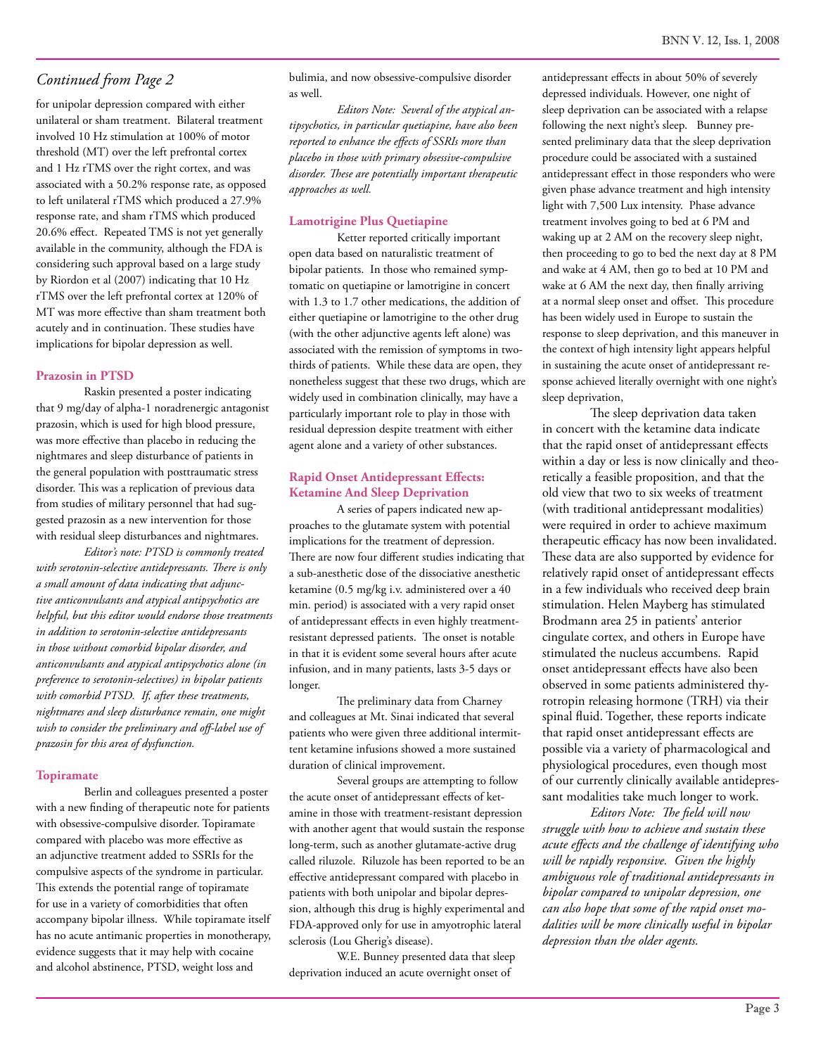*Continued from Page 2*

for unipolar depression compared with either unilateral or sham treatment. Bilateral treatment involved 10 Hz stimulation at 100% of motor threshold (MT) over the left prefrontal cortex and 1 Hz rTMS over the right cortex, and was associated with a 50.2% response rate, as opposed to left unilateral rTMS which produced a 27.9% response rate, and sham rTMS which produced 20.6% effect. Repeated TMS is not yet generally available in the community, although the FDA is considering such approval based on a large study by Riordon et al (2007) indicating that 10 Hz rTMS over the left prefrontal cortex at 120% of MT was more effective than sham treatment both acutely and in continuation. These studies have implications for bipolar depression as well.

### Prazosin in PTSD

Raskin presented a poster indicating that 9 mg/day of alpha-1 noradrenergic antagonist prazosin, which is used for high blood pressure, was more effective than placebo in reducing the nightmares and sleep disturbance of patients in the general population with posttraumatic stress disorder. This was a replication of previous data from studies of military personnel that had suggested prazosin as a new intervention for those with residual sleep disturbances and nightmares.

*Editor's note: PTSD is commonly treated with serotonin-selective antidepressants. There is only a small amount of data indicating that adjunctive anticonvulsants and atypical antipsychotics are helpful, but this editor would endorse those treatments in addition to serotonin-selective antidepressants in those without comorbid bipolar disorder, and anticonvulsants and atypical antipsychotics alone (in preference to serotonin-selectives) in bipolar patients with comorbid PTSD. If, after these treatments, nightmares and sleep disturbance remain, one might wish to consider the preliminary and off-label use of prazosin for this area of dysfunction.*

### Topiramate

Berlin and colleagues presented a poster with a new finding of therapeutic note for patients with obsessive-compulsive disorder. Topiramate compared with placebo was more effective as an adjunctive treatment added to SSRIs for the compulsive aspects of the syndrome in particular. This extends the potential range of topiramate for use in a variety of comorbidities that often accompany bipolar illness. While topiramate itself has no acute antimanic properties in monotherapy, evidence suggests that it may help with cocaine and alcohol abstinence, PTSD, weight loss and bulimia, and now obsessive-compulsive disorder as well.

*Editors Note: Several of the atypical antipsychotics, in particular quetiapine, have also been reported to enhance the effects of SSRIs more than placebo in those with primary obsessive-compulsive disorder. These are potentially important therapeutic approaches as well.*

### Lamotrigine Plus Quetiapine

Ketter reported critically important open data based on naturalistic treatment of bipolar patients. In those who remained symptomatic on quetiapine or lamotrigine in concert with 1.3 to 1.7 other medications, the addition of either quetiapine or lamotrigine to the other drug (with the other adjunctive agents left alone) was associated with the remission of symptoms in two-thirds of patients. While these data are open, they nonetheless suggest that these two drugs, which are widely used in combination clinically, may have a particularly important role to play in those with residual depression despite treatment with either agent alone and a variety of other substances.

### Rapid Onset Antidepressant Effects: Ketamine And Sleep Deprivation

A series of papers indicated new approaches to the glutamate system with potential implications for the treatment of depression. There are now four different studies indicating that a sub-anesthetic dose of the dissociative anesthetic ketamine (0.5 mg/kg i.v. administered over a 40 min. period) is associated with a very rapid onset of antidepressant effects in even highly treatment-resistant depressed patients. The onset is notable in that it is evident some several hours after acute infusion, and in many patients, lasts 3-5 days or longer.

The preliminary data from Charney and colleagues at Mt. Sinai indicated that several patients who were given three additional intermittent ketamine infusions showed a more sustained duration of clinical improvement.

Several groups are attempting to follow the acute onset of antidepressant effects of ketamine in those with treatment-resistant depression with another agent that would sustain the response long-term, such as another glutamate-active drug called riluzole. Riluzole has been reported to be an effective antidepressant compared with placebo in patients with both unipolar and bipolar depression, although this drug is highly experimental and FDA-approved only for use in amyotrophic lateral sclerosis (Lou Gherig's disease).

W.E. Bunney presented data that sleep deprivation induced an acute overnight onset of antidepressant effects in about 50% of severely depressed individuals. However, one night of sleep deprivation can be associated with a relapse following the next night's sleep. Bunney presented preliminary data that the sleep deprivation procedure could be associated with a sustained antidepressant effect in those responders who were given phase advance treatment and high intensity light with 7,500 Lux intensity. Phase advance treatment involves going to bed at 6 PM and waking up at 2 AM on the recovery sleep night, then proceeding to go to bed the next day at 8 PM and wake at 4 AM, then go to bed at 10 PM and wake at 6 AM the next day, then finally arriving at a normal sleep onset and offset. This procedure has been widely used in Europe to sustain the response to sleep deprivation, and this maneuver in the context of high intensity light appears helpful in sustaining the acute onset of antidepressant response achieved literally overnight with one night's sleep deprivation,

The sleep deprivation data taken in concert with the ketamine data indicate that the rapid onset of antidepressant effects within a day or less is now clinically and theoretically a feasible proposition, and that the old view that two to six weeks of treatment (with traditional antidepressant modalities) were required in order to achieve maximum therapeutic efficacy has now been invalidated. These data are also supported by evidence for relatively rapid onset of antidepressant effects in a few individuals who received deep brain stimulation. Helen Mayberg has stimulated Brodmann area 25 in patients' anterior cingulate cortex, and others in Europe have stimulated the nucleus accumbens. Rapid onset antidepressant effects have also been observed in some patients administered thyrotropin releasing hormone (TRH) via their spinal fluid. Together, these reports indicate that rapid onset antidepressant effects are possible via a variety of pharmacological and physiological procedures, even though most of our currently clinically available antidepressant modalities take much longer to work.

*Editors Note: The field will now struggle with how to achieve and sustain these acute effects and the challenge of identifying who will be rapidly responsive. Given the highly ambiguous role of traditional antidepressants in bipolar compared to unipolar depression, one can also hope that some of the rapid onset modalities will be more clinically useful in bipolar depression than the older agents.*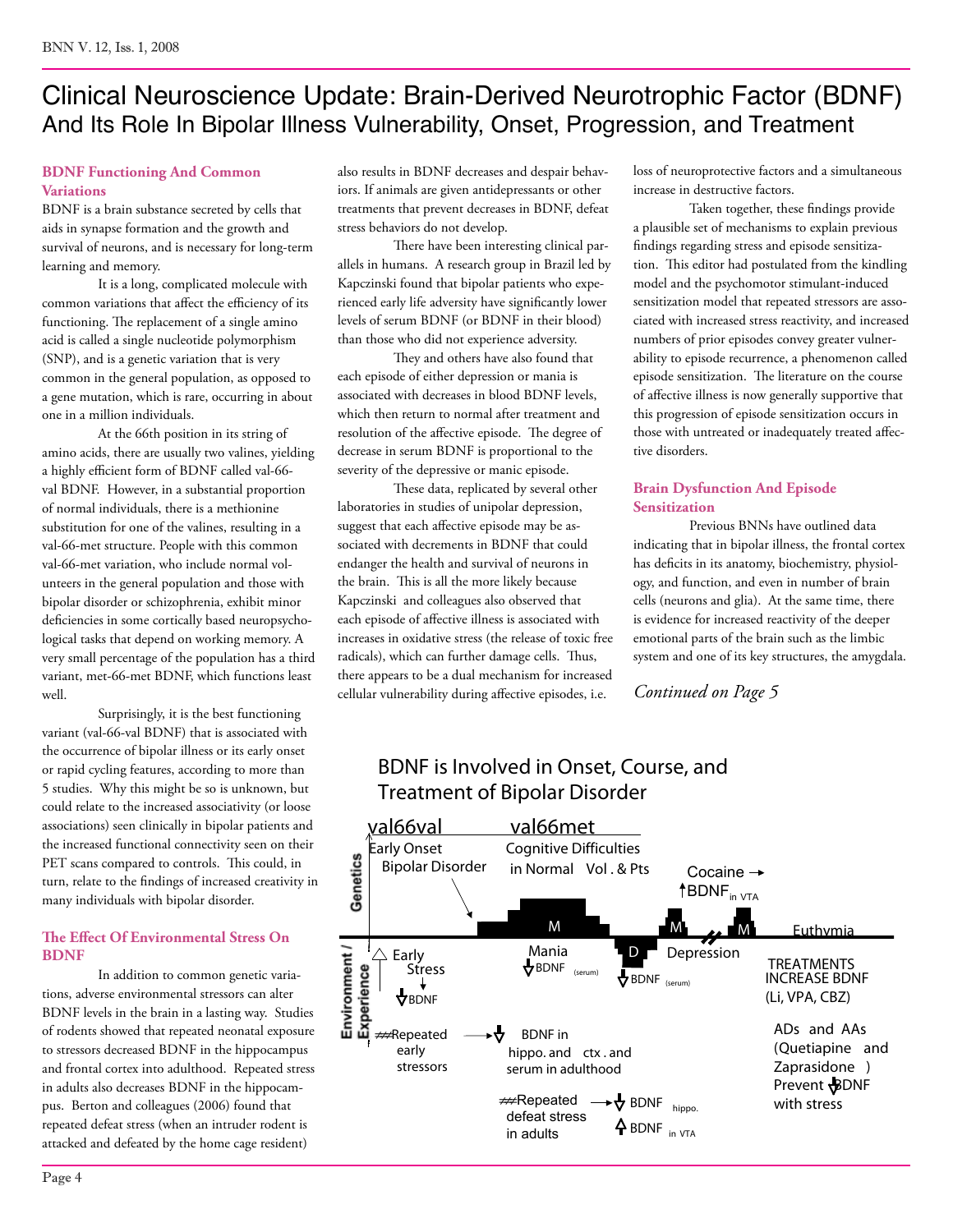# Clinical Neuroscience Update: Brain-Derived Neurotrophic Factor (BDNF) And Its Role In Bipolar Illness Vulnerability, Onset, Progression, and Treatment

## BDNF Functioning And Common Variations

BDNF is a brain substance secreted by cells that aids in synapse formation and the growth and survival of neurons, and is necessary for long-term learning and memory.

It is a long, complicated molecule with common variations that affect the efficiency of its functioning. The replacement of a single amino acid is called a single nucleotide polymorphism (SNP), and is a genetic variation that is very common in the general population, as opposed to a gene mutation, which is rare, occurring in about one in a million individuals.

At the 66th position in its string of amino acids, there are usually two valines, yielding a highly efficient form of BDNF called val-66-val BDNF. However, in a substantial proportion of normal individuals, there is a methionine substitution for one of the valines, resulting in a val-66-met structure. People with this common val-66-met variation, who include normal volunteers in the general population and those with bipolar disorder or schizophrenia, exhibit minor deficiencies in some cortically based neuropsychological tasks that depend on working memory. A very small percentage of the population has a third variant, met-66-met BDNF, which functions least well.

Surprisingly, it is the best functioning variant (val-66-val BDNF) that is associated with the occurrence of bipolar illness or its early onset or rapid cycling features, according to more than 5 studies. Why this might be so is unknown, but could relate to the increased associativity (or loose associations) seen clinically in bipolar patients and the increased functional connectivity seen on their PET scans compared to controls. This could, in turn, relate to the findings of increased creativity in many individuals with bipolar disorder.

## The Effect Of Environmental Stress On BDNF

In addition to common genetic variations, adverse environmental stressors can alter BDNF levels in the brain in a lasting way. Studies of rodents showed that repeated neonatal exposure to stressors decreased BDNF in the hippocampus and frontal cortex into adulthood. Repeated stress in adults also decreases BDNF in the hippocampus. Berton and colleagues (2006) found that repeated defeat stress (when an intruder rodent is attacked and defeated by the home cage resident) also results in BDNF decreases and despair behaviors. If animals are given antidepressants or other treatments that prevent decreases in BDNF, defeat stress behaviors do not develop.

There have been interesting clinical parallels in humans. A research group in Brazil led by Kapczinski found that bipolar patients who experienced early life adversity have significantly lower levels of serum BDNF (or BDNF in their blood) than those who did not experience adversity.

They and others have also found that each episode of either depression or mania is associated with decreases in blood BDNF levels, which then return to normal after treatment and resolution of the affective episode. The degree of decrease in serum BDNF is proportional to the severity of the depressive or manic episode.

These data, replicated by several other laboratories in studies of unipolar depression, suggest that each affective episode may be associated with decrements in BDNF that could endanger the health and survival of neurons in the brain. This is all the more likely because Kapczinski and colleagues also observed that each episode of affective illness is associated with increases in oxidative stress (the release of toxic free radicals), which can further damage cells. Thus, there appears to be a dual mechanism for increased cellular vulnerability during affective episodes, i.e. loss of neuroprotective factors and a simultaneous increase in destructive factors.

Taken together, these findings provide a plausible set of mechanisms to explain previous findings regarding stress and episode sensitization. This editor had postulated from the kindling model and the psychomotor stimulant-induced sensitization model that repeated stressors are associated with increased stress reactivity, and increased numbers of prior episodes convey greater vulnerability to episode recurrence, a phenomenon called episode sensitization. The literature on the course of affective illness is now generally supportive that this progression of episode sensitization occurs in those with untreated or inadequately treated affective disorders.

## Brain Dysfunction And Episode Sensitization

Previous BNNs have outlined data indicating that in bipolar illness, the frontal cortex has deficits in its anatomy, biochemistry, physiology, and function, and even in number of brain cells (neurons and glia). At the same time, there is evidence for increased reactivity of the deeper emotional parts of the brain such as the limbic system and one of its key structures, the amygdala.

*Continued on Page 5*

BDNF is Involved in Onset, Course, and Treatment of Bipolar Disorder

Genetics: val66val — Early Onset Bipolar Disorder; val66met — Cognitive Difficulties in Normal Vol. & Pts; Cocaine → ↑BDNF in VTA

Environment / Experience: Early Stress ↓BDNF; Repeated early stressors → ↓BDNF in hippo. and ctx. and serum in adulthood; Mania ↓BDNF (serum); Depression ↓BDNF (serum); Repeated defeat stress in adults → ↓BDNF hippo., ↑BDNF in VTA; Euthymia

TREATMENTS INCREASE BDNF (Li, VPA, CBZ)

ADs and AAs (Quetiapine and Zaprasidone) Prevent ↓BDNF with stress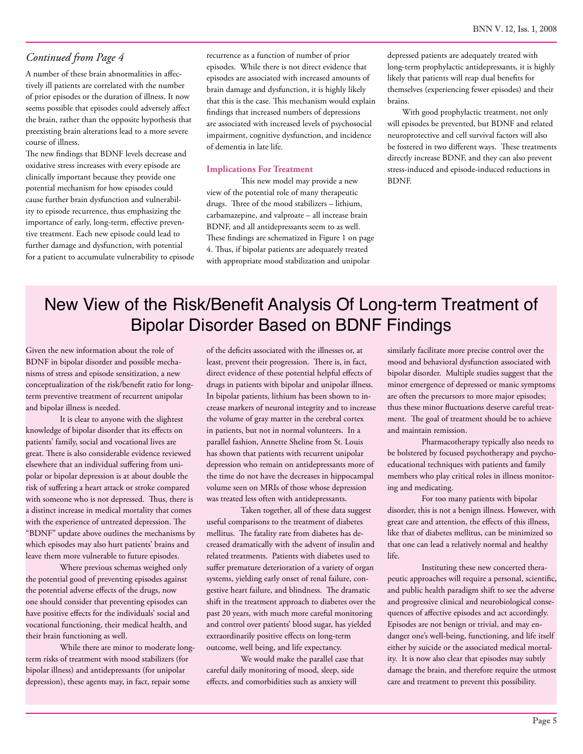*Continued from Page 4*

A number of these brain abnormalities in affectively ill patients are correlated with the number of prior episodes or the duration of illness. It now seems possible that episodes could adversely affect the brain, rather than the opposite hypothesis that preexisting brain alterations lead to a more severe course of illness.

The new findings that BDNF levels decrease and oxidative stress increases with every episode are clinically important because they provide one potential mechanism for how episodes could cause further brain dysfunction and vulnerability to episode recurrence, thus emphasizing the importance of early, long-term, effective preventive treatment. Each new episode could lead to further damage and dysfunction, with potential for a patient to accumulate vulnerability to episode recurrence as a function of number of prior episodes. While there is not direct evidence that episodes are associated with increased amounts of brain damage and dysfunction, it is highly likely that this is the case. This mechanism would explain findings that increased numbers of depressions are associated with increased levels of psychosocial impairment, cognitive dysfunction, and incidence of dementia in late life.

### Implications For Treatment

This new model may provide a new view of the potential role of many therapeutic drugs. Three of the mood stabilizers – lithium, carbamazepine, and valproate – all increase brain BDNF, and all antidepressants seem to as well. These findings are schematized in Figure 1 on page 4. Thus, if bipolar patients are adequately treated with appropriate mood stabilization and unipolar depressed patients are adequately treated with long-term prophylactic antidepressants, it is highly likely that patients will reap dual benefits for themselves (experiencing fewer episodes) and their brains.

With good prophylactic treatment, not only will episodes be prevented, but BDNF and related neuroprotective and cell survival factors will also be fostered in two different ways. These treatments directly increase BDNF, and they can also prevent stress-induced and episode-induced reductions in BDNF.

# New View of the Risk/Benefit Analysis Of Long-term Treatment of Bipolar Disorder Based on BDNF Findings

Given the new information about the role of BDNF in bipolar disorder and possible mechanisms of stress and episode sensitization, a new conceptualization of the risk/benefit ratio for long-term preventive treatment of recurrent unipolar and bipolar illness is needed.

It is clear to anyone with the slightest knowledge of bipolar disorder that its effects on patients' family, social and vocational lives are great. There is also considerable evidence reviewed elsewhere that an individual suffering from unipolar or bipolar depression is at about double the risk of suffering a heart attack or stroke compared with someone who is not depressed. Thus, there is a distinct increase in medical mortality that comes with the experience of untreated depression. The "BDNF" update above outlines the mechanisms by which episodes may also hurt patients' brains and leave them more vulnerable to future episodes.

Where previous schemas weighed only the potential good of preventing episodes against the potential adverse effects of the drugs, now one should consider that preventing episodes can have positive effects for the individuals' social and vocational functioning, their medical health, and their brain functioning as well.

While there are minor to moderate long-term risks of treatment with mood stabilizers (for bipolar illness) and antidepressants (for unipolar depression), these agents may, in fact, repair some of the deficits associated with the illnesses or, at least, prevent their progression. There is, in fact, direct evidence of these potential helpful effects of drugs in patients with bipolar and unipolar illness. In bipolar patients, lithium has been shown to increase markers of neuronal integrity and to increase the volume of gray matter in the cerebral cortex in patients, but not in normal volunteers. In a parallel fashion, Annette Sheline from St. Louis has shown that patients with recurrent unipolar depression who remain on antidepressants more of the time do not have the decreases in hippocampal volume seen on MRIs of those whose depression was treated less often with antidepressants.

Taken together, all of these data suggest useful comparisons to the treatment of diabetes mellitus. The fatality rate from diabetes has decreased dramatically with the advent of insulin and related treatments. Patients with diabetes used to suffer premature deterioration of a variety of organ systems, yielding early onset of renal failure, congestive heart failure, and blindness. The dramatic shift in the treatment approach to diabetes over the past 20 years, with much more careful monitoring and control over patients' blood sugar, has yielded extraordinarily positive effects on long-term outcome, well being, and life expectancy.

We would make the parallel case that careful daily monitoring of mood, sleep, side effects, and comorbidities such as anxiety will similarly facilitate more precise control over the mood and behavioral dysfunction associated with bipolar disorder. Multiple studies suggest that the minor emergence of depressed or manic symptoms are often the precursors to more major episodes; thus these minor fluctuations deserve careful treatment. The goal of treatment should be to achieve and maintain remission.

Pharmacotherapy typically also needs to be bolstered by focused psychotherapy and psychoeducational techniques with patients and family members who play critical roles in illness monitoring and medicating.

For too many patients with bipolar disorder, this is not a benign illness. However, with great care and attention, the effects of this illness, like that of diabetes mellitus, can be minimized so that one can lead a relatively normal and healthy life.

Instituting these new concerted therapeutic approaches will require a personal, scientific, and public health paradigm shift to see the adverse and progressive clinical and neurobiological consequences of affective episodes and act accordingly. Episodes are not benign or trivial, and may endanger one's well-being, functioning, and life itself either by suicide or the associated medical mortality. It is now also clear that episodes may subtly damage the brain, and therefore require the utmost care and treatment to prevent this possibility.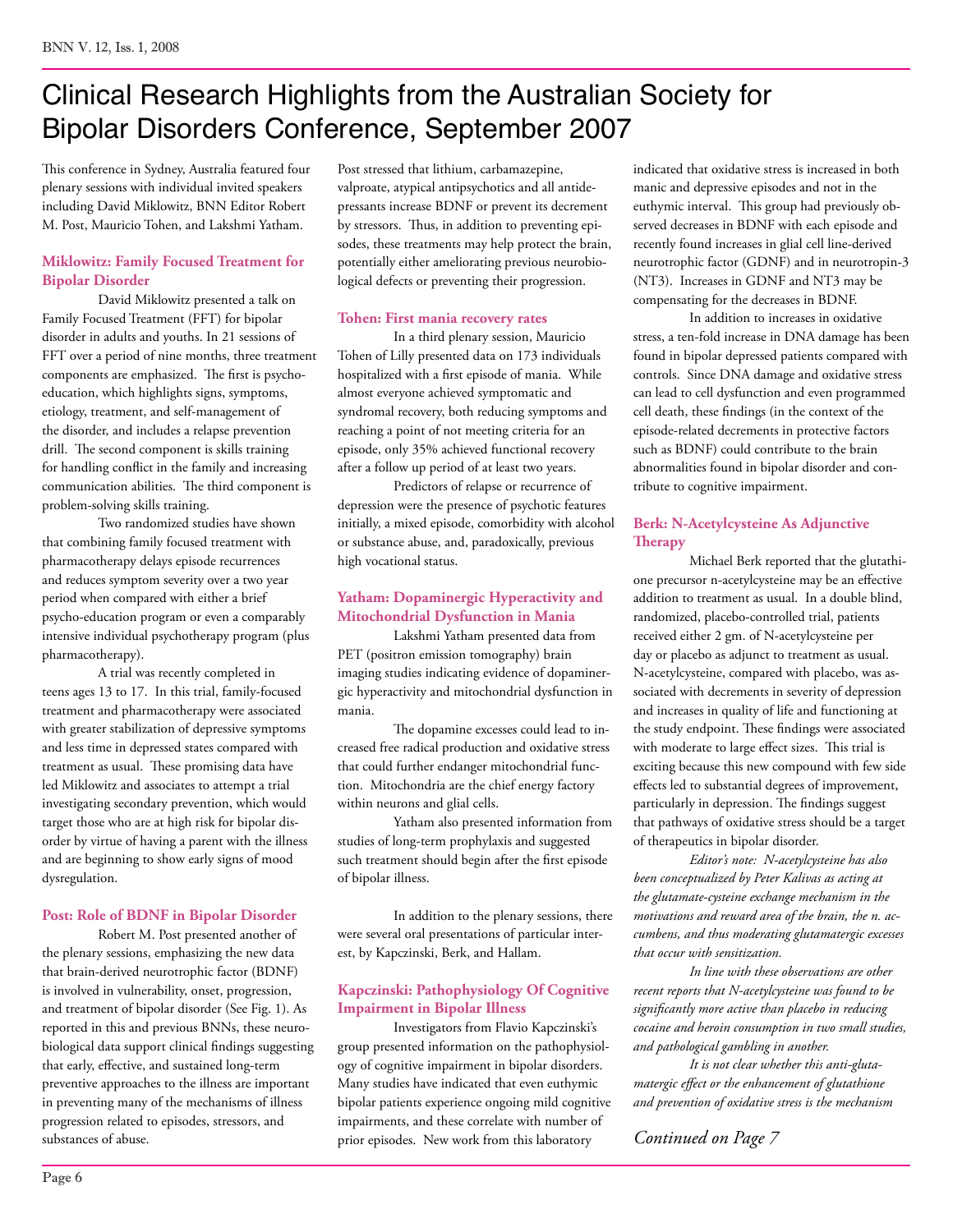# Clinical Research Highlights from the Australian Society for Bipolar Disorders Conference, September 2007

This conference in Sydney, Australia featured four plenary sessions with individual invited speakers including David Miklowitz, BNN Editor Robert M. Post, Mauricio Tohen, and Lakshmi Yatham.

### Miklowitz: Family Focused Treatment for Bipolar Disorder

David Miklowitz presented a talk on Family Focused Treatment (FFT) for bipolar disorder in adults and youths. In 21 sessions of FFT over a period of nine months, three treatment components are emphasized. The first is psychoeducation, which highlights signs, symptoms, etiology, treatment, and self-management of the disorder, and includes a relapse prevention drill. The second component is skills training for handling conflict in the family and increasing communication abilities. The third component is problem-solving skills training.

Two randomized studies have shown that combining family focused treatment with pharmacotherapy delays episode recurrences and reduces symptom severity over a two year period when compared with either a brief psycho-education program or even a comparably intensive individual psychotherapy program (plus pharmacotherapy).

A trial was recently completed in teens ages 13 to 17. In this trial, family-focused treatment and pharmacotherapy were associated with greater stabilization of depressive symptoms and less time in depressed states compared with treatment as usual. These promising data have led Miklowitz and associates to attempt a trial investigating secondary prevention, which would target those who are at high risk for bipolar disorder by virtue of having a parent with the illness and are beginning to show early signs of mood dysregulation.

### Post: Role of BDNF in Bipolar Disorder

Robert M. Post presented another of the plenary sessions, emphasizing the new data that brain-derived neurotrophic factor (BDNF) is involved in vulnerability, onset, progression, and treatment of bipolar disorder (See Fig. 1). As reported in this and previous BNNs, these neurobiological data support clinical findings suggesting that early, effective, and sustained long-term preventive approaches to the illness are important in preventing many of the mechanisms of illness progression related to episodes, stressors, and substances of abuse.

Post stressed that lithium, carbamazepine, valproate, atypical antipsychotics and all antidepressants increase BDNF or prevent its decrement by stressors. Thus, in addition to preventing episodes, these treatments may help protect the brain, potentially either ameliorating previous neurobiological defects or preventing their progression.

### Tohen: First mania recovery rates

In a third plenary session, Mauricio Tohen of Lilly presented data on 173 individuals hospitalized with a first episode of mania. While almost everyone achieved symptomatic and syndromal recovery, both reducing symptoms and reaching a point of not meeting criteria for an episode, only 35% achieved functional recovery after a follow up period of at least two years.

Predictors of relapse or recurrence of depression were the presence of psychotic features initially, a mixed episode, comorbidity with alcohol or substance abuse, and, paradoxically, previous high vocational status.

### Yatham: Dopaminergic Hyperactivity and Mitochondrial Dysfunction in Mania

Lakshmi Yatham presented data from PET (positron emission tomography) brain imaging studies indicating evidence of dopaminergic hyperactivity and mitochondrial dysfunction in mania.

The dopamine excesses could lead to increased free radical production and oxidative stress that could further endanger mitochondrial function. Mitochondria are the chief energy factory within neurons and glial cells.

Yatham also presented information from studies of long-term prophylaxis and suggested such treatment should begin after the first episode of bipolar illness.

In addition to the plenary sessions, there were several oral presentations of particular interest, by Kapczinski, Berk, and Hallam.

### Kapczinski: Pathophysiology Of Cognitive Impairment in Bipolar Illness

Investigators from Flavio Kapczinski's group presented information on the pathophysiology of cognitive impairment in bipolar disorders. Many studies have indicated that even euthymic bipolar patients experience ongoing mild cognitive impairments, and these correlate with number of prior episodes. New work from this laboratory indicated that oxidative stress is increased in both manic and depressive episodes and not in the euthymic interval. This group had previously observed decreases in BDNF with each episode and recently found increases in glial cell line-derived neurotrophic factor (GDNF) and in neurotropin-3 (NT3). Increases in GDNF and NT3 may be compensating for the decreases in BDNF.

In addition to increases in oxidative stress, a ten-fold increase in DNA damage has been found in bipolar depressed patients compared with controls. Since DNA damage and oxidative stress can lead to cell dysfunction and even programmed cell death, these findings (in the context of the episode-related decrements in protective factors such as BDNF) could contribute to the brain abnormalities found in bipolar disorder and contribute to cognitive impairment.

### Berk: N-Acetylcysteine As Adjunctive Therapy

Michael Berk reported that the glutathione precursor n-acetylcysteine may be an effective addition to treatment as usual. In a double blind, randomized, placebo-controlled trial, patients received either 2 gm. of N-acetylcysteine per day or placebo as adjunct to treatment as usual. N-acetylcysteine, compared with placebo, was associated with decrements in severity of depression and increases in quality of life and functioning at the study endpoint. These findings were associated with moderate to large effect sizes. This trial is exciting because this new compound with few side effects led to substantial degrees of improvement, particularly in depression. The findings suggest that pathways of oxidative stress should be a target of therapeutics in bipolar disorder.

*Editor's note: N-acetylcysteine has also been conceptualized by Peter Kalivas as acting at the glutamate-cysteine exchange mechanism in the motivations and reward area of the brain, the n. accumbens, and thus moderating glutamatergic excesses that occur with sensitization.*

*In line with these observations are other recent reports that N-acetylcysteine was found to be significantly more active than placebo in reducing cocaine and heroin consumption in two small studies, and pathological gambling in another.*

*It is not clear whether this anti-glutamatergic effect or the enhancement of glutathione and prevention of oxidative stress is the mechanism*

*Continued on Page 7*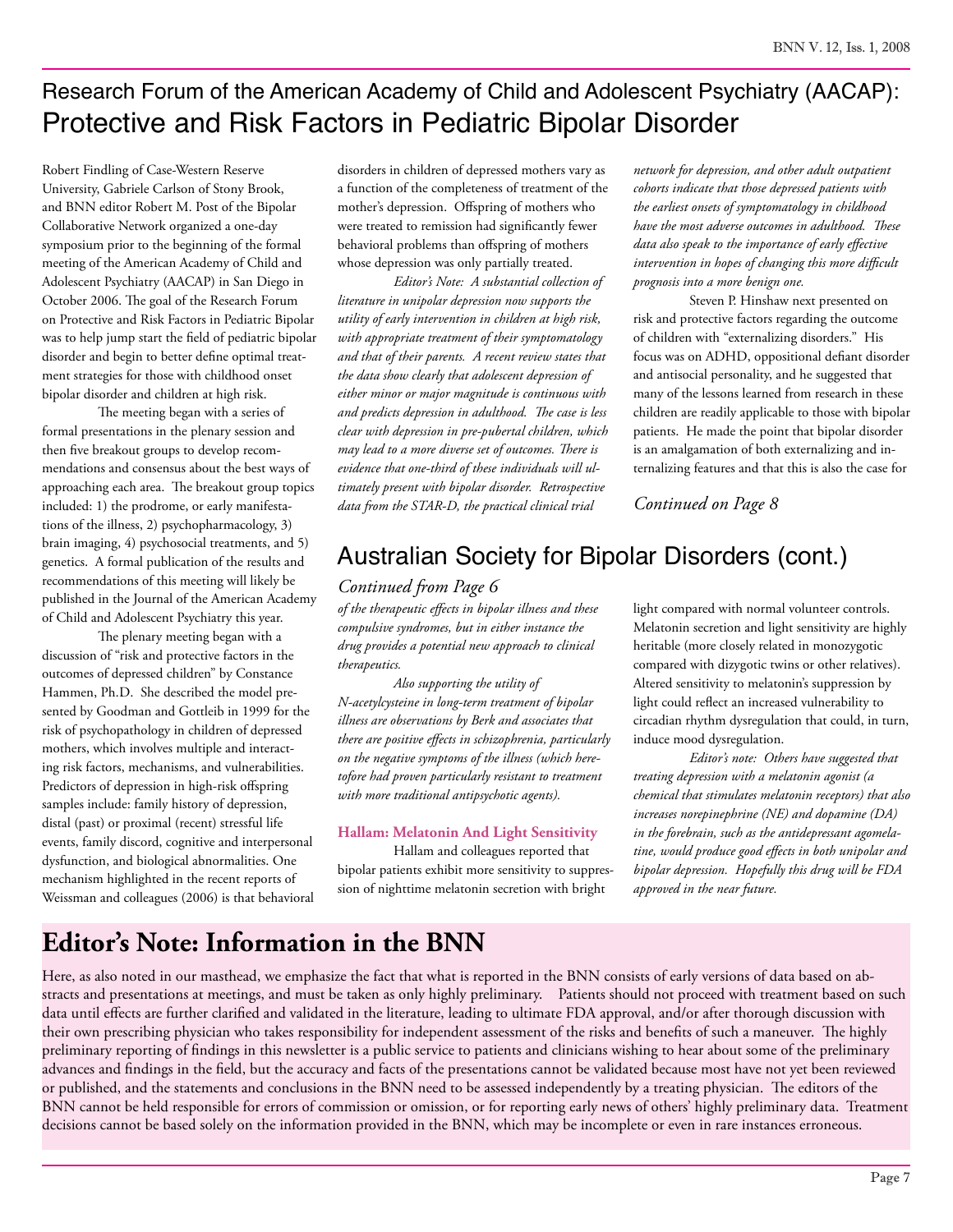# Research Forum of the American Academy of Child and Adolescent Psychiatry (AACAP): Protective and Risk Factors in Pediatric Bipolar Disorder

Robert Findling of Case-Western Reserve University, Gabriele Carlson of Stony Brook, and BNN editor Robert M. Post of the Bipolar Collaborative Network organized a one-day symposium prior to the beginning of the formal meeting of the American Academy of Child and Adolescent Psychiatry (AACAP) in San Diego in October 2006. The goal of the Research Forum on Protective and Risk Factors in Pediatric Bipolar was to help jump start the field of pediatric bipolar disorder and begin to better define optimal treatment strategies for those with childhood onset bipolar disorder and children at high risk.

The meeting began with a series of formal presentations in the plenary session and then five breakout groups to develop recommendations and consensus about the best ways of approaching each area. The breakout group topics included: 1) the prodrome, or early manifestations of the illness, 2) psychopharmacology, 3) brain imaging, 4) psychosocial treatments, and 5) genetics. A formal publication of the results and recommendations of this meeting will likely be published in the Journal of the American Academy of Child and Adolescent Psychiatry this year.

The plenary meeting began with a discussion of "risk and protective factors in the outcomes of depressed children" by Constance Hammen, Ph.D. She described the model presented by Goodman and Gottleib in 1999 for the risk of psychopathology in children of depressed mothers, which involves multiple and interacting risk factors, mechanisms, and vulnerabilities. Predictors of depression in high-risk offspring samples include: family history of depression, distal (past) or proximal (recent) stressful life events, family discord, cognitive and interpersonal dysfunction, and biological abnormalities. One mechanism highlighted in the recent reports of Weissman and colleagues (2006) is that behavioral disorders in children of depressed mothers vary as a function of the completeness of treatment of the mother's depression. Offspring of mothers who were treated to remission had significantly fewer behavioral problems than offspring of mothers whose depression was only partially treated.

*Editor's Note: A substantial collection of literature in unipolar depression now supports the utility of early intervention in children at high risk, with appropriate treatment of their symptomatology and that of their parents. A recent review states that the data show clearly that adolescent depression of either minor or major magnitude is continuous with and predicts depression in adulthood. The case is less clear with depression in pre-pubertal children, which may lead to a more diverse set of outcomes. There is evidence that one-third of these individuals will ultimately present with bipolar disorder. Retrospective data from the STAR-D, the practical clinical trial network for depression, and other adult outpatient cohorts indicate that those depressed patients with the earliest onsets of symptomatology in childhood have the most adverse outcomes in adulthood. These data also speak to the importance of early effective intervention in hopes of changing this more difficult prognosis into a more benign one.*

Steven P. Hinshaw next presented on risk and protective factors regarding the outcome of children with "externalizing disorders." His focus was on ADHD, oppositional defiant disorder and antisocial personality, and he suggested that many of the lessons learned from research in these children are readily applicable to those with bipolar patients. He made the point that bipolar disorder is an amalgamation of both externalizing and internalizing features and that this is also the case for

*Continued on Page 8*

# Australian Society for Bipolar Disorders (cont.)

*Continued from Page 6*

*of the therapeutic effects in bipolar illness and these compulsive syndromes, but in either instance the drug provides a potential new approach to clinical therapeutics.*

*Also supporting the utility of N-acetylcysteine in long-term treatment of bipolar illness are observations by Berk and associates that there are positive effects in schizophrenia, particularly on the negative symptoms of the illness (which heretofore had proven particularly resistant to treatment with more traditional antipsychotic agents).*

### Hallam: Melatonin And Light Sensitivity

Hallam and colleagues reported that bipolar patients exhibit more sensitivity to suppression of nighttime melatonin secretion with bright light compared with normal volunteer controls. Melatonin secretion and light sensitivity are highly heritable (more closely related in monozygotic compared with dizygotic twins or other relatives). Altered sensitivity to melatonin's suppression by light could reflect an increased vulnerability to circadian rhythm dysregulation that could, in turn, induce mood dysregulation.

*Editor's note: Others have suggested that treating depression with a melatonin agonist (a chemical that stimulates melatonin receptors) that also increases norepinephrine (NE) and dopamine (DA) in the forebrain, such as the antidepressant agomelatine, would produce good effects in both unipolar and bipolar depression. Hopefully this drug will be FDA approved in the near future.*

# Editor's Note: Information in the BNN

Here, as also noted in our masthead, we emphasize the fact that what is reported in the BNN consists of early versions of data based on abstracts and presentations at meetings, and must be taken as only highly preliminary. Patients should not proceed with treatment based on such data until effects are further clarified and validated in the literature, leading to ultimate FDA approval, and/or after thorough discussion with their own prescribing physician who takes responsibility for independent assessment of the risks and benefits of such a maneuver. The highly preliminary reporting of findings in this newsletter is a public service to patients and clinicians wishing to hear about some of the preliminary advances and findings in the field, but the accuracy and facts of the presentations cannot be validated because most have not yet been reviewed or published, and the statements and conclusions in the BNN need to be assessed independently by a treating physician. The editors of the BNN cannot be held responsible for errors of commission or omission, or for reporting early news of others' highly preliminary data. Treatment decisions cannot be based solely on the information provided in the BNN, which may be incomplete or even in rare instances erroneous.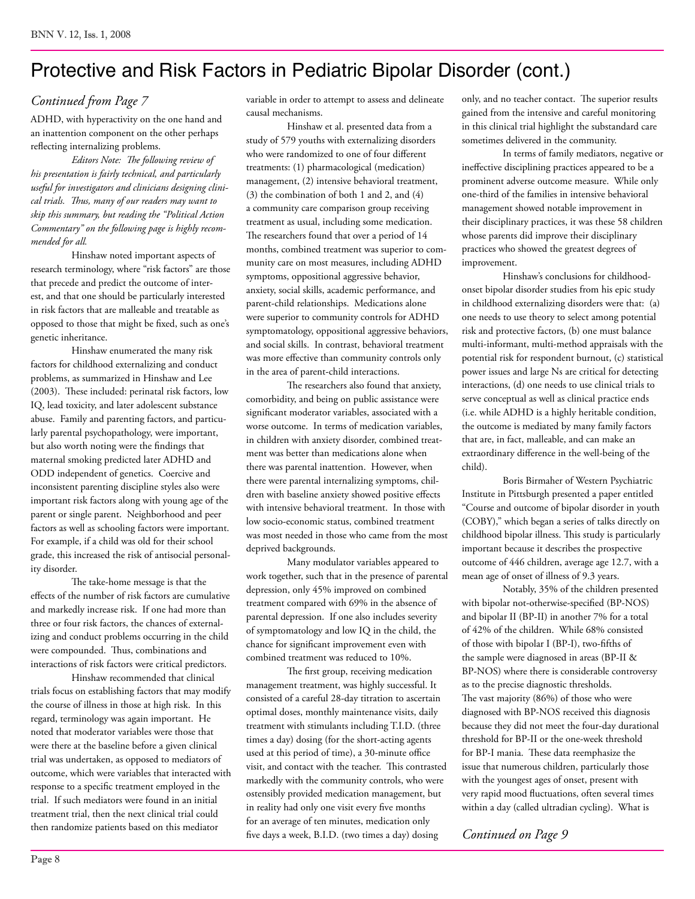# Protective and Risk Factors in Pediatric Bipolar Disorder (cont.)

*Continued from Page 7*

ADHD, with hyperactivity on the one hand and an inattention component on the other perhaps reflecting internalizing problems.

*Editors Note: The following review of his presentation is fairly technical, and particularly useful for investigators and clinicians designing clinical trials. Thus, many of our readers may want to skip this summary, but reading the "Political Action Commentary" on the following page is highly recommended for all.*

Hinshaw noted important aspects of research terminology, where "risk factors" are those that precede and predict the outcome of interest, and that one should be particularly interested in risk factors that are malleable and treatable as opposed to those that might be fixed, such as one's genetic inheritance.

Hinshaw enumerated the many risk factors for childhood externalizing and conduct problems, as summarized in Hinshaw and Lee (2003). These included: perinatal risk factors, low IQ, lead toxicity, and later adolescent substance abuse. Family and parenting factors, and particularly parental psychopathology, were important, but also worth noting were the findings that maternal smoking predicted later ADHD and ODD independent of genetics. Coercive and inconsistent parenting discipline styles also were important risk factors along with young age of the parent or single parent. Neighborhood and peer factors as well as schooling factors were important. For example, if a child was old for their school grade, this increased the risk of antisocial personality disorder.

The take-home message is that the effects of the number of risk factors are cumulative and markedly increase risk. If one had more than three or four risk factors, the chances of externalizing and conduct problems occurring in the child were compounded. Thus, combinations and interactions of risk factors were critical predictors.

Hinshaw recommended that clinical trials focus on establishing factors that may modify the course of illness in those at high risk. In this regard, terminology was again important. He noted that moderator variables were those that were there at the baseline before a given clinical trial was undertaken, as opposed to mediators of outcome, which were variables that interacted with response to a specific treatment employed in the trial. If such mediators were found in an initial treatment trial, then the next clinical trial could then randomize patients based on this mediator variable in order to attempt to assess and delineate causal mechanisms.

Hinshaw et al. presented data from a study of 579 youths with externalizing disorders who were randomized to one of four different treatments: (1) pharmacological (medication) management, (2) intensive behavioral treatment, (3) the combination of both 1 and 2, and (4) a community care comparison group receiving treatment as usual, including some medication. The researchers found that over a period of 14 months, combined treatment was superior to community care on most measures, including ADHD symptoms, oppositional aggressive behavior, anxiety, social skills, academic performance, and parent-child relationships. Medications alone were superior to community controls for ADHD symptomatology, oppositional aggressive behaviors, and social skills. In contrast, behavioral treatment was more effective than community controls only in the area of parent-child interactions.

The researchers also found that anxiety, comorbidity, and being on public assistance were significant moderator variables, associated with a worse outcome. In terms of medication variables, in children with anxiety disorder, combined treatment was better than medications alone when there was parental inattention. However, when there were parental internalizing symptoms, children with baseline anxiety showed positive effects with intensive behavioral treatment. In those with low socio-economic status, combined treatment was most needed in those who came from the most deprived backgrounds.

Many modulator variables appeared to work together, such that in the presence of parental depression, only 45% improved on combined treatment compared with 69% in the absence of parental depression. If one also includes severity of symptomatology and low IQ in the child, the chance for significant improvement even with combined treatment was reduced to 10%.

The first group, receiving medication management treatment, was highly successful. It consisted of a careful 28-day titration to ascertain optimal doses, monthly maintenance visits, daily treatment with stimulants including T.I.D. (three times a day) dosing (for the short-acting agents used at this period of time), a 30-minute office visit, and contact with the teacher. This contrasted markedly with the community controls, who were ostensibly provided medication management, but in reality had only one visit every five months for an average of ten minutes, medication only five days a week, B.I.D. (two times a day) dosing only, and no teacher contact. The superior results gained from the intensive and careful monitoring in this clinical trial highlight the substandard care sometimes delivered in the community.

In terms of family mediators, negative or ineffective disciplining practices appeared to be a prominent adverse outcome measure. While only one-third of the families in intensive behavioral management showed notable improvement in their disciplinary practices, it was these 58 children whose parents did improve their disciplinary practices who showed the greatest degrees of improvement.

Hinshaw's conclusions for childhood-onset bipolar disorder studies from his epic study in childhood externalizing disorders were that: (a) one needs to use theory to select among potential risk and protective factors, (b) one must balance multi-informant, multi-method appraisals with the potential risk for respondent burnout, (c) statistical power issues and large Ns are critical for detecting interactions, (d) one needs to use clinical trials to serve conceptual as well as clinical practice ends (i.e. while ADHD is a highly heritable condition, the outcome is mediated by many family factors that are, in fact, malleable, and can make an extraordinary difference in the well-being of the child).

Boris Birmaher of Western Psychiatric Institute in Pittsburgh presented a paper entitled "Course and outcome of bipolar disorder in youth (COBY)," which began a series of talks directly on childhood bipolar illness. This study is particularly important because it describes the prospective outcome of 446 children, average age 12.7, with a mean age of onset of illness of 9.3 years.

Notably, 35% of the children presented with bipolar not-otherwise-specified (BP-NOS) and bipolar II (BP-II) in another 7% for a total of 42% of the children. While 68% consisted of those with bipolar I (BP-I), two-fifths of the sample were diagnosed in areas (BP-II & BP-NOS) where there is considerable controversy as to the precise diagnostic thresholds. The vast majority (86%) of those who were diagnosed with BP-NOS received this diagnosis because they did not meet the four-day durational threshold for BP-II or the one-week threshold for BP-I mania. These data reemphasize the issue that numerous children, particularly those with the youngest ages of onset, present with very rapid mood fluctuations, often several times within a day (called ultradian cycling). What is

*Continued on Page 9*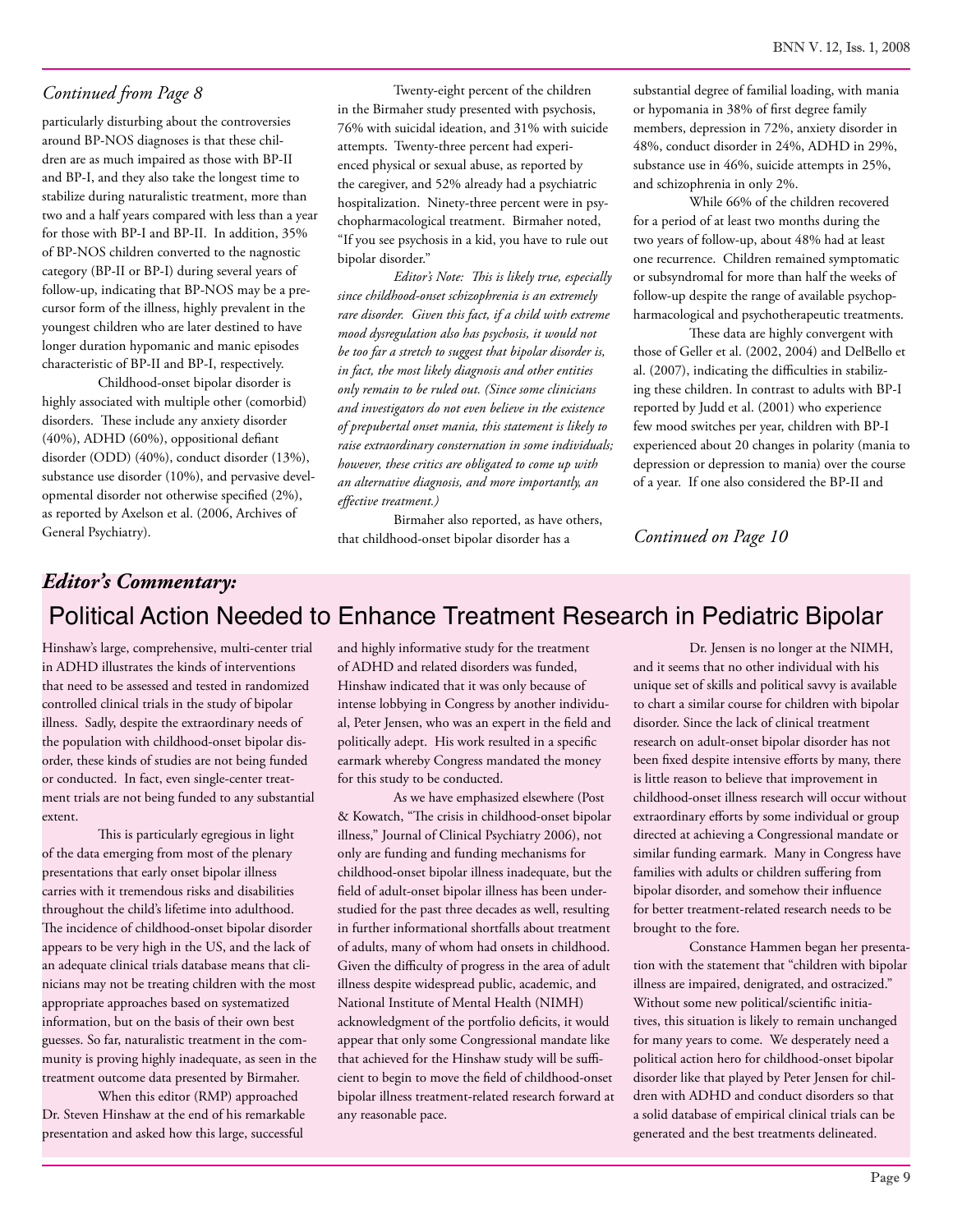*Continued from Page 8*

particularly disturbing about the controversies around BP-NOS diagnoses is that these children are as much impaired as those with BP-II and BP-I, and they also take the longest time to stabilize during naturalistic treatment, more than two and a half years compared with less than a year for those with BP-I and BP-II. In addition, 35% of BP-NOS children converted to the nagnostic category (BP-II or BP-I) during several years of follow-up, indicating that BP-NOS may be a precursor form of the illness, highly prevalent in the youngest children who are later destined to have longer duration hypomanic and manic episodes characteristic of BP-II and BP-I, respectively.

Childhood-onset bipolar disorder is highly associated with multiple other (comorbid) disorders. These include any anxiety disorder (40%), ADHD (60%), oppositional defiant disorder (ODD) (40%), conduct disorder (13%), substance use disorder (10%), and pervasive developmental disorder not otherwise specified (2%), as reported by Axelson et al. (2006, Archives of General Psychiatry).

Twenty-eight percent of the children in the Birmaher study presented with psychosis, 76% with suicidal ideation, and 31% with suicide attempts. Twenty-three percent had experienced physical or sexual abuse, as reported by the caregiver, and 52% already had a psychiatric hospitalization. Ninety-three percent were in psychopharmacological treatment. Birmaher noted, "If you see psychosis in a kid, you have to rule out bipolar disorder."

*Editor's Note: This is likely true, especially since childhood-onset schizophrenia is an extremely rare disorder. Given this fact, if a child with extreme mood dysregulation also has psychosis, it would not be too far a stretch to suggest that bipolar disorder is, in fact, the most likely diagnosis and other entities only remain to be ruled out. (Since some clinicians and investigators do not even believe in the existence of prepubertal onset mania, this statement is likely to raise extraordinary consternation in some individuals; however, these critics are obligated to come up with an alternative diagnosis, and more importantly, an effective treatment.)*

Birmaher also reported, as have others, that childhood-onset bipolar disorder has a substantial degree of familial loading, with mania or hypomania in 38% of first degree family members, depression in 72%, anxiety disorder in 48%, conduct disorder in 24%, ADHD in 29%, substance use in 46%, suicide attempts in 25%, and schizophrenia in only 2%.

While 66% of the children recovered for a period of at least two months during the two years of follow-up, about 48% had at least one recurrence. Children remained symptomatic or subsyndromal for more than half the weeks of follow-up despite the range of available psychopharmacological and psychotherapeutic treatments.

These data are highly convergent with those of Geller et al. (2002, 2004) and DelBello et al. (2007), indicating the difficulties in stabilizing these children. In contrast to adults with BP-I reported by Judd et al. (2001) who experience few mood switches per year, children with BP-I experienced about 20 changes in polarity (mania to depression or depression to mania) over the course of a year. If one also considered the BP-II and

*Continued on Page 10*

***Editor's Commentary:***

## Political Action Needed to Enhance Treatment Research in Pediatric Bipolar

Hinshaw's large, comprehensive, multi-center trial in ADHD illustrates the kinds of interventions that need to be assessed and tested in randomized controlled clinical trials in the study of bipolar illness. Sadly, despite the extraordinary needs of the population with childhood-onset bipolar disorder, these kinds of studies are not being funded or conducted. In fact, even single-center treatment trials are not being funded to any substantial extent.

This is particularly egregious in light of the data emerging from most of the plenary presentations that early onset bipolar illness carries with it tremendous risks and disabilities throughout the child's lifetime into adulthood. The incidence of childhood-onset bipolar disorder appears to be very high in the US, and the lack of an adequate clinical trials database means that clinicians may not be treating children with the most appropriate approaches based on systematized information, but on the basis of their own best guesses. So far, naturalistic treatment in the community is proving highly inadequate, as seen in the treatment outcome data presented by Birmaher.

When this editor (RMP) approached Dr. Steven Hinshaw at the end of his remarkable presentation and asked how this large, successful and highly informative study for the treatment of ADHD and related disorders was funded, Hinshaw indicated that it was only because of intense lobbying in Congress by another individual, Peter Jensen, who was an expert in the field and politically adept. His work resulted in a specific earmark whereby Congress mandated the money for this study to be conducted.

As we have emphasized elsewhere (Post & Kowatch, "The crisis in childhood-onset bipolar illness," Journal of Clinical Psychiatry 2006), not only are funding and funding mechanisms for childhood-onset bipolar illness inadequate, but the field of adult-onset bipolar illness has been understudied for the past three decades as well, resulting in further informational shortfalls about treatment of adults, many of whom had onsets in childhood. Given the difficulty of progress in the area of adult illness despite widespread public, academic, and National Institute of Mental Health (NIMH) acknowledgment of the portfolio deficits, it would appear that only some Congressional mandate like that achieved for the Hinshaw study will be sufficient to begin to move the field of childhood-onset bipolar illness treatment-related research forward at any reasonable pace.

Dr. Jensen is no longer at the NIMH, and it seems that no other individual with his unique set of skills and political savvy is available to chart a similar course for children with bipolar disorder. Since the lack of clinical treatment research on adult-onset bipolar disorder has not been fixed despite intensive efforts by many, there is little reason to believe that improvement in childhood-onset illness research will occur without extraordinary efforts by some individual or group directed at achieving a Congressional mandate or similar funding earmark. Many in Congress have families with adults or children suffering from bipolar disorder, and somehow their influence for better treatment-related research needs to be brought to the fore.

Constance Hammen began her presentation with the statement that "children with bipolar illness are impaired, denigrated, and ostracized." Without some new political/scientific initiatives, this situation is likely to remain unchanged for many years to come. We desperately need a political action hero for childhood-onset bipolar disorder like that played by Peter Jensen for children with ADHD and conduct disorders so that a solid database of empirical clinical trials can be generated and the best treatments delineated.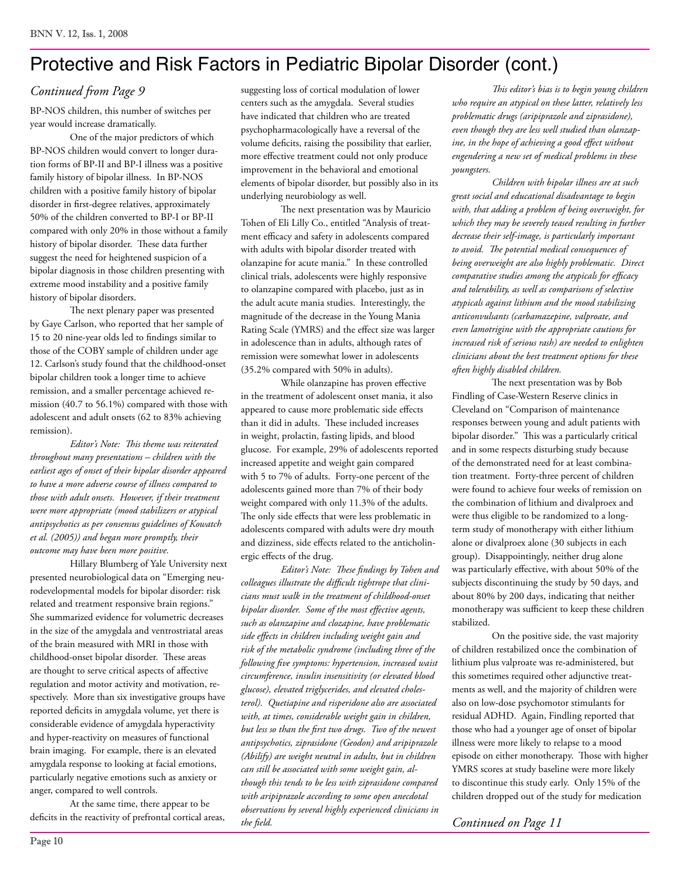# Protective and Risk Factors in Pediatric Bipolar Disorder (cont.)

*Continued from Page 9*

BP-NOS children, this number of switches per year would increase dramatically.

One of the major predictors of which BP-NOS children would convert to longer duration forms of BP-II and BP-I illness was a positive family history of bipolar illness. In BP-NOS children with a positive family history of bipolar disorder in first-degree relatives, approximately 50% of the children converted to BP-I or BP-II compared with only 20% in those without a family history of bipolar disorder. These data further suggest the need for heightened suspicion of a bipolar diagnosis in those children presenting with extreme mood instability and a positive family history of bipolar disorders.

The next plenary paper was presented by Gaye Carlson, who reported that her sample of 15 to 20 nine-year olds led to findings similar to those of the COBY sample of children under age 12. Carlson's study found that the childhood-onset bipolar children took a longer time to achieve remission, and a smaller percentage achieved remission (40.7 to 56.1%) compared with those with adolescent and adult onsets (62 to 83% achieving remission).

*Editor's Note: This theme was reiterated throughout many presentations – children with the earliest ages of onset of their bipolar disorder appeared to have a more adverse course of illness compared to those with adult onsets. However, if their treatment were more appropriate (mood stabilizers or atypical antipsychotics as per consensus guidelines of Kowatch et al. (2005)) and began more promptly, their outcome may have been more positive.*

Hillary Blumberg of Yale University next presented neurobiological data on "Emerging neurodevelopmental models for bipolar disorder: risk related and treatment responsive brain regions." She summarized evidence for volumetric decreases in the size of the amygdala and ventrostriatal areas of the brain measured with MRI in those with childhood-onset bipolar disorder. These areas are thought to serve critical aspects of affective regulation and motor activity and motivation, respectively. More than six investigative groups have reported deficits in amygdala volume, yet there is considerable evidence of amygdala hyperactivity and hyper-reactivity on measures of functional brain imaging. For example, there is an elevated amygdala response to looking at facial emotions, particularly negative emotions such as anxiety or anger, compared to well controls.

At the same time, there appear to be deficits in the reactivity of prefrontal cortical areas, suggesting loss of cortical modulation of lower centers such as the amygdala. Several studies have indicated that children who are treated psychopharmacologically have a reversal of the volume deficits, raising the possibility that earlier, more effective treatment could not only produce improvement in the behavioral and emotional elements of bipolar disorder, but possibly also in its underlying neurobiology as well.

The next presentation was by Mauricio Tohen of Eli Lilly Co., entitled "Analysis of treatment efficacy and safety in adolescents compared with adults with bipolar disorder treated with olanzapine for acute mania." In these controlled clinical trials, adolescents were highly responsive to olanzapine compared with placebo, just as in the adult acute mania studies. Interestingly, the magnitude of the decrease in the Young Mania Rating Scale (YMRS) and the effect size was larger in adolescence than in adults, although rates of remission were somewhat lower in adolescents (35.2% compared with 50% in adults).

While olanzapine has proven effective in the treatment of adolescent onset mania, it also appeared to cause more problematic side effects than it did in adults. These included increases in weight, prolactin, fasting lipids, and blood glucose. For example, 29% of adolescents reported increased appetite and weight gain compared with 5 to 7% of adults. Forty-one percent of the adolescents gained more than 7% of their body weight compared with only 11.3% of the adults. The only side effects that were less problematic in adolescents compared with adults were dry mouth and dizziness, side effects related to the anticholinergic effects of the drug.

*Editor's Note: These findings by Tohen and colleagues illustrate the difficult tightrope that clinicians must walk in the treatment of childhood-onset bipolar disorder. Some of the most effective agents, such as olanzapine and clozapine, have problematic side effects in children including weight gain and risk of the metabolic syndrome (including three of the following five symptoms: hypertension, increased waist circumference, insulin insensitivity (or elevated blood glucose), elevated triglycerides, and elevated cholesterol). Quetiapine and risperidone also are associated with, at times, considerable weight gain in children, but less so than the first two drugs. Two of the newest antipsychotics, ziprasidone (Geodon) and aripiprazole (Abilify) are weight neutral in adults, but in children can still be associated with some weight gain, although this tends to be less with ziprasidone compared with aripiprazole according to some open anecdotal observations by several highly experienced clinicians in the field.*

*This editor's bias is to begin young children who require an atypical on these latter, relatively less problematic drugs (aripiprazole and ziprasidone), even though they are less well studied than olanzapine, in the hope of achieving a good effect without engendering a new set of medical problems in these youngsters.*

*Children with bipolar illness are at such great social and educational disadvantage to begin with, that adding a problem of being overweight, for which they may be severely teased resulting in further decrease their self-image, is particularly important to avoid. The potential medical consequences of being overweight are also highly problematic. Direct comparative studies among the atypicals for efficacy and tolerability, as well as comparisons of selective atypicals against lithium and the mood stabilizing anticonvulsants (carbamazepine, valproate, and even lamotrigine with the appropriate cautions for increased risk of serious rash) are needed to enlighten clinicians about the best treatment options for these often highly disabled children.*

The next presentation was by Bob Findling of Case-Western Reserve clinics in Cleveland on "Comparison of maintenance responses between young and adult patients with bipolar disorder." This was a particularly critical and in some respects disturbing study because of the demonstrated need for at least combination treatment. Forty-three percent of children were found to achieve four weeks of remission on the combination of lithium and divalproex and were thus eligible to be randomized to a long-term study of monotherapy with either lithium alone or divalproex alone (30 subjects in each group). Disappointingly, neither drug alone was particularly effective, with about 50% of the subjects discontinuing the study by 50 days, and about 80% by 200 days, indicating that neither monotherapy was sufficient to keep these children stabilized.

On the positive side, the vast majority of children restabilized once the combination of lithium plus valproate was re-administered, but this sometimes required other adjunctive treatments as well, and the majority of children were also on low-dose psychomotor stimulants for residual ADHD. Again, Findling reported that those who had a younger age of onset of bipolar illness were more likely to relapse to a mood episode on either monotherapy. Those with higher YMRS scores at study baseline were more likely to discontinue this study early. Only 15% of the children dropped out of the study for medication

*Continued on Page 11*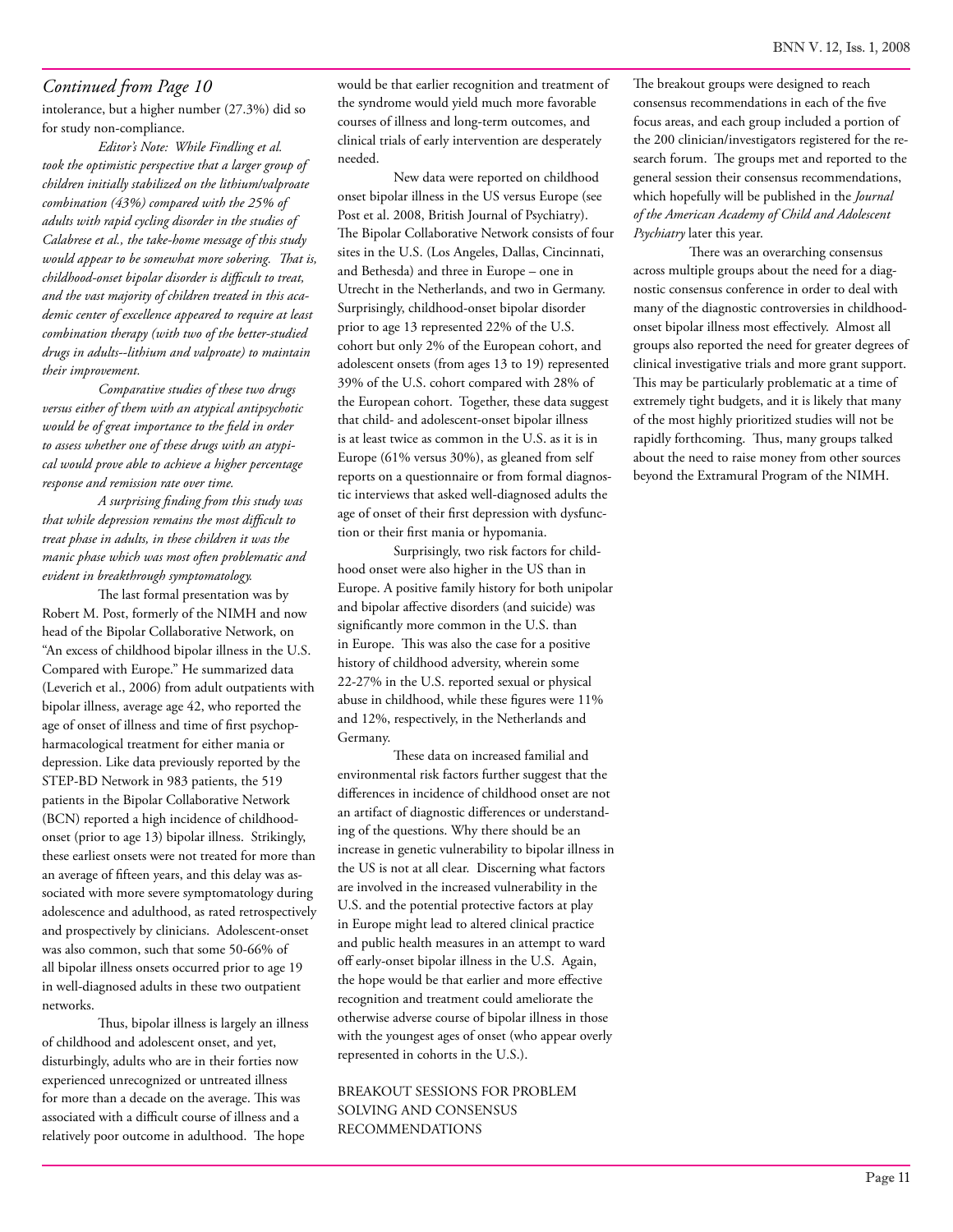*Continued from Page 10*

intolerance, but a higher number (27.3%) did so for study non-compliance.

*Editor's Note: While Findling et al. took the optimistic perspective that a larger group of children initially stabilized on the lithium/valproate combination (43%) compared with the 25% of adults with rapid cycling disorder in the studies of Calabrese et al., the take-home message of this study would appear to be somewhat more sobering. That is, childhood-onset bipolar disorder is difficult to treat, and the vast majority of children treated in this academic center of excellence appeared to require at least combination therapy (with two of the better-studied drugs in adults--lithium and valproate) to maintain their improvement.*

*Comparative studies of these two drugs versus either of them with an atypical antipsychotic would be of great importance to the field in order to assess whether one of these drugs with an atypical would prove able to achieve a higher percentage response and remission rate over time.*

*A surprising finding from this study was that while depression remains the most difficult to treat phase in adults, in these children it was the manic phase which was most often problematic and evident in breakthrough symptomatology.*

The last formal presentation was by Robert M. Post, formerly of the NIMH and now head of the Bipolar Collaborative Network, on "An excess of childhood bipolar illness in the U.S. Compared with Europe." He summarized data (Leverich et al., 2006) from adult outpatients with bipolar illness, average age 42, who reported the age of onset of illness and time of first psychopharmacological treatment for either mania or depression. Like data previously reported by the STEP-BD Network in 983 patients, the 519 patients in the Bipolar Collaborative Network (BCN) reported a high incidence of childhood-onset (prior to age 13) bipolar illness. Strikingly, these earliest onsets were not treated for more than an average of fifteen years, and this delay was associated with more severe symptomatology during adolescence and adulthood, as rated retrospectively and prospectively by clinicians. Adolescent-onset was also common, such that some 50-66% of all bipolar illness onsets occurred prior to age 19 in well-diagnosed adults in these two outpatient networks.

Thus, bipolar illness is largely an illness of childhood and adolescent onset, and yet, disturbingly, adults who are in their forties now experienced unrecognized or untreated illness for more than a decade on the average. This was associated with a difficult course of illness and a relatively poor outcome in adulthood. The hope would be that earlier recognition and treatment of the syndrome would yield much more favorable courses of illness and long-term outcomes, and clinical trials of early intervention are desperately needed.

New data were reported on childhood onset bipolar illness in the US versus Europe (see Post et al. 2008, British Journal of Psychiatry). The Bipolar Collaborative Network consists of four sites in the U.S. (Los Angeles, Dallas, Cincinnati, and Bethesda) and three in Europe – one in Utrecht in the Netherlands, and two in Germany. Surprisingly, childhood-onset bipolar disorder prior to age 13 represented 22% of the U.S. cohort but only 2% of the European cohort, and adolescent onsets (from ages 13 to 19) represented 39% of the U.S. cohort compared with 28% of the European cohort. Together, these data suggest that child- and adolescent-onset bipolar illness is at least twice as common in the U.S. as it is in Europe (61% versus 30%), as gleaned from self reports on a questionnaire or from formal diagnostic interviews that asked well-diagnosed adults the age of onset of their first depression with dysfunction or their first mania or hypomania.

Surprisingly, two risk factors for childhood onset were also higher in the US than in Europe. A positive family history for both unipolar and bipolar affective disorders (and suicide) was significantly more common in the U.S. than in Europe. This was also the case for a positive history of childhood adversity, wherein some 22-27% in the U.S. reported sexual or physical abuse in childhood, while these figures were 11% and 12%, respectively, in the Netherlands and Germany.

These data on increased familial and environmental risk factors further suggest that the differences in incidence of childhood onset are not an artifact of diagnostic differences or understanding of the questions. Why there should be an increase in genetic vulnerability to bipolar illness in the US is not at all clear. Discerning what factors are involved in the increased vulnerability in the U.S. and the potential protective factors at play in Europe might lead to altered clinical practice and public health measures in an attempt to ward off early-onset bipolar illness in the U.S. Again, the hope would be that earlier and more effective recognition and treatment could ameliorate the otherwise adverse course of bipolar illness in those with the youngest ages of onset (who appear overly represented in cohorts in the U.S.).

## BREAKOUT SESSIONS FOR PROBLEM SOLVING AND CONSENSUS RECOMMENDATIONS

The breakout groups were designed to reach consensus recommendations in each of the five focus areas, and each group included a portion of the 200 clinician/investigators registered for the research forum. The groups met and reported to the general session their consensus recommendations, which hopefully will be published in the *Journal of the American Academy of Child and Adolescent Psychiatry* later this year.

There was an overarching consensus across multiple groups about the need for a diagnostic consensus conference in order to deal with many of the diagnostic controversies in childhood-onset bipolar illness most effectively. Almost all groups also reported the need for greater degrees of clinical investigative trials and more grant support. This may be particularly problematic at a time of extremely tight budgets, and it is likely that many of the most highly prioritized studies will not be rapidly forthcoming. Thus, many groups talked about the need to raise money from other sources beyond the Extramural Program of the NIMH.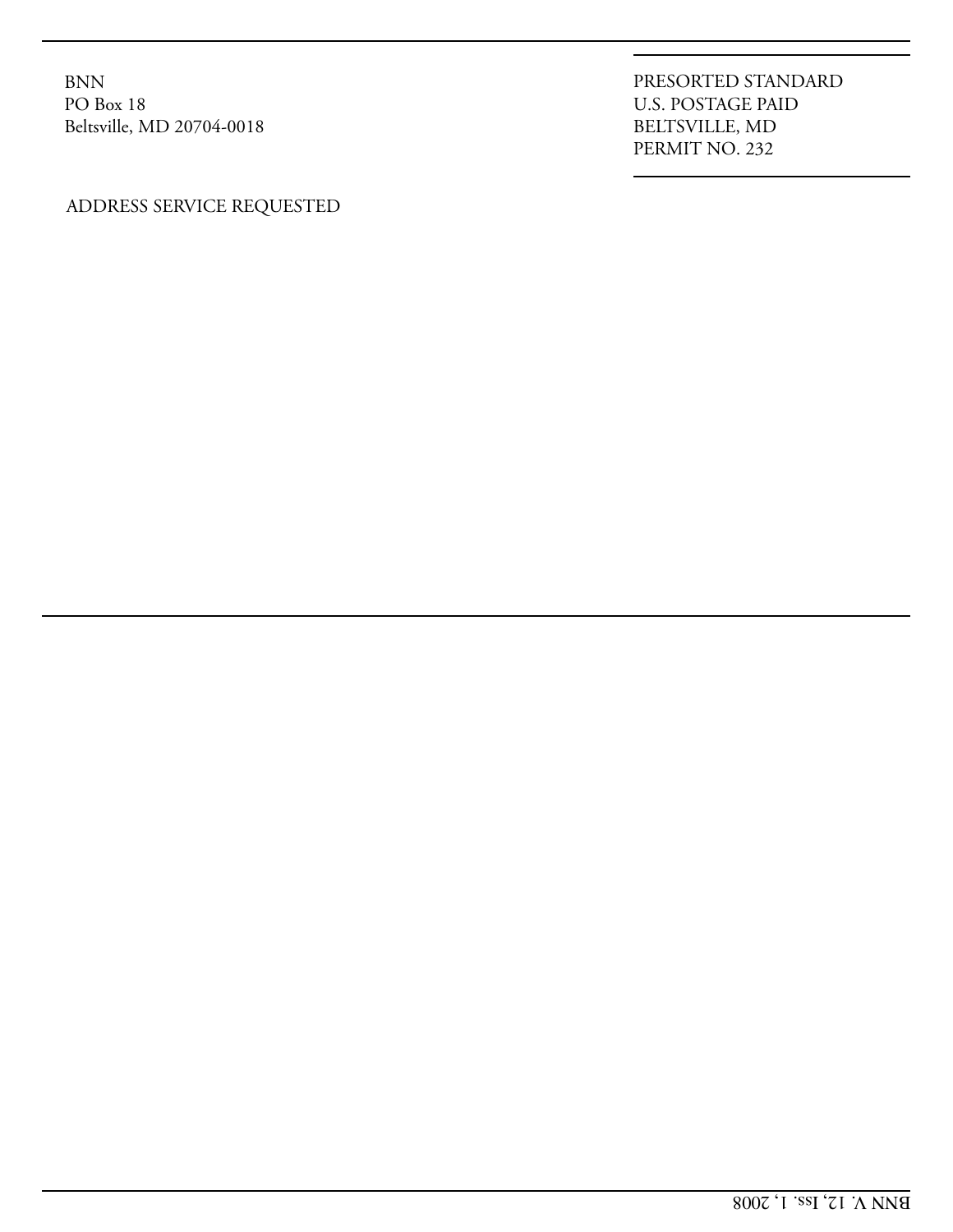BNN
PO Box 18
Beltsville, MD 20704-0018

PRESORTED STANDARD
U.S. POSTAGE PAID
BELTSVILLE, MD
PERMIT NO. 232

ADDRESS SERVICE REQUESTED